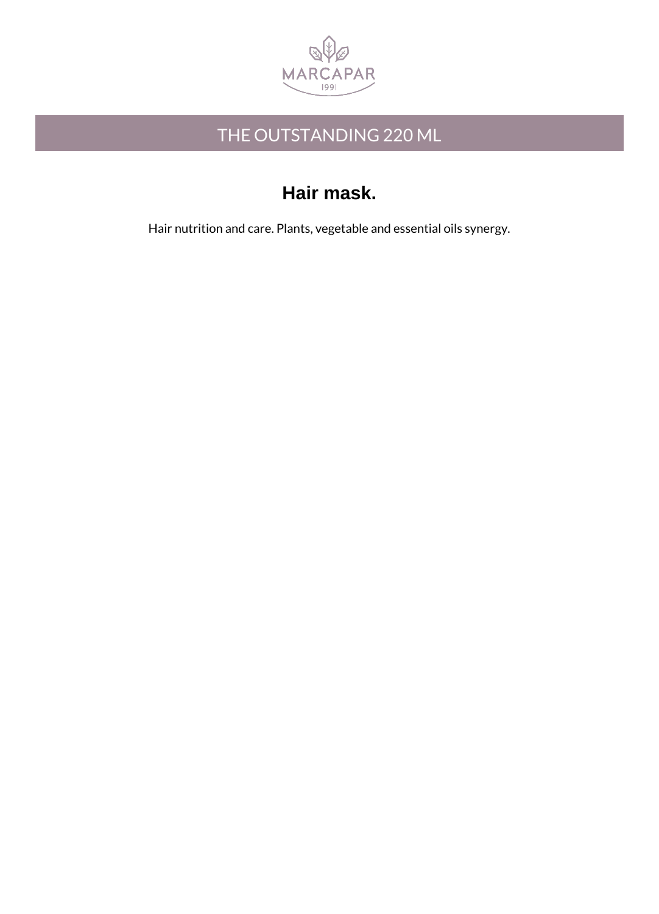MARCAPAR
1991

# THE OUTSTANDING 220 ML

## Hair mask.

Hair nutrition and care. Plants, vegetable and essential oils synergy.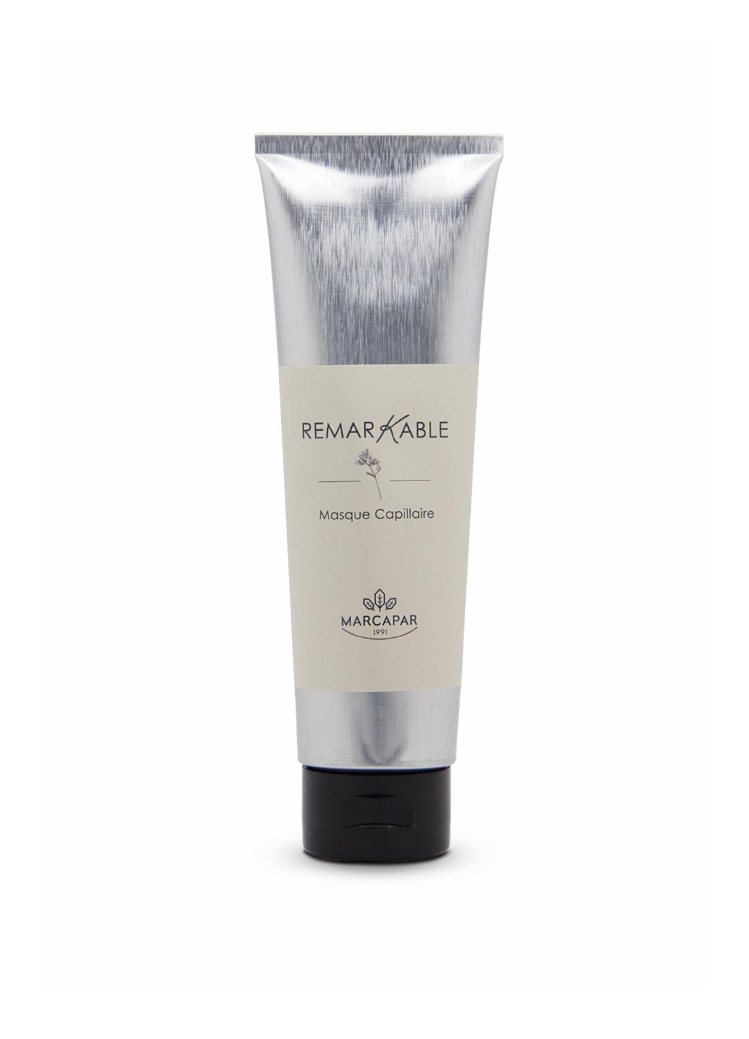REMARKABLE

Masque Capillaire

MARCAPAR
1991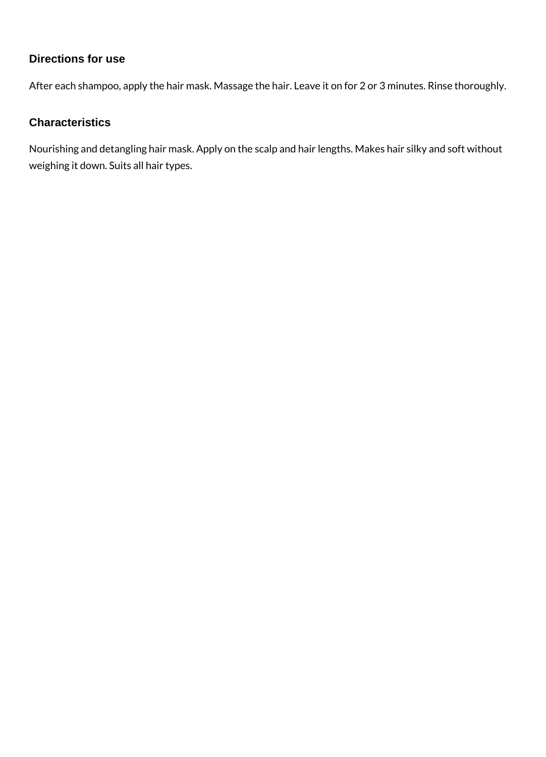### Directions for use

After each shampoo, apply the hair mask. Massage the hair. Leave it on for 2 or 3 minutes. Rinse thoroughly.

### Characteristics

Nourishing and detangling hair mask. Apply on the scalp and hair lengths. Makes hair silky and soft without weighing it down. Suits all hair types.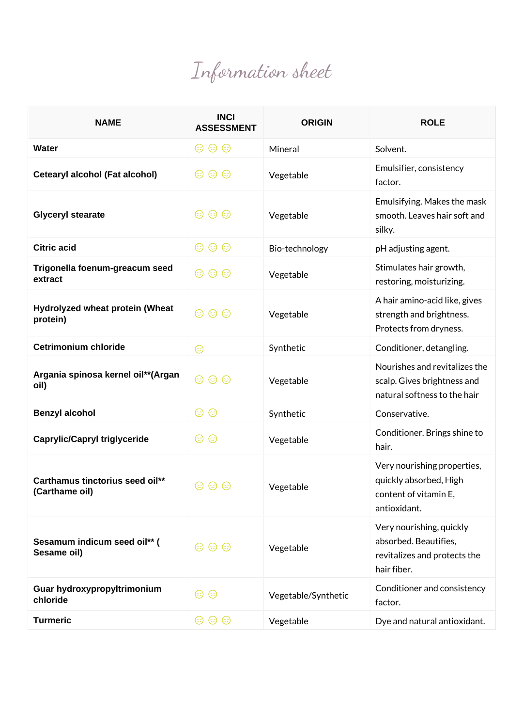# Information sheet

| NAME | INCI ASSESSMENT | ORIGIN | ROLE |
|---|---|---|---|
| **Water** | 😊 😊 😊 | Mineral | Solvent. |
| **Cetearyl alcohol (Fat alcohol)** | 😊 😊 😊 | Vegetable | Emulsifier, consistency factor. |
| **Glyceryl stearate** | 😊 😊 😊 | Vegetable | Emulsifying. Makes the mask smooth. Leaves hair soft and silky. |
| **Citric acid** | 😊 😊 😊 | Bio-technology | pH adjusting agent. |
| **Trigonella foenum-greacum seed extract** | 😊 😊 😊 | Vegetable | Stimulates hair growth, restoring, moisturizing. |
| **Hydrolyzed wheat protein (Wheat protein)** | 😊 😊 😊 | Vegetable | A hair amino-acid like, gives strength and brightness. Protects from dryness. |
| **Cetrimonium chloride** | 😊 | Synthetic | Conditioner, detangling. |
| **Argania spinosa kernel oil**(Argan oil)** | 😊 😊 😊 | Vegetable | Nourishes and revitalizes the scalp. Gives brightness and natural softness to the hair |
| **Benzyl alcohol** | 😊 😊 | Synthetic | Conservative. |
| **Caprylic/Capryl triglyceride** | 😊 😊 | Vegetable | Conditioner. Brings shine to hair. |
| **Carthamus tinctorius seed oil** (Carthame oil)** | 😊 😊 😊 | Vegetable | Very nourishing properties, quickly absorbed, High content of vitamin E, antioxidant. |
| **Sesamum indicum seed oil** ( Sesame oil)** | 😊 😊 😊 | Vegetable | Very nourishing, quickly absorbed. Beautifies, revitalizes and protects the hair fiber. |
| **Guar hydroxypropyltrimonium chloride** | 😊 😊 | Vegetable/Synthetic | Conditioner and consistency factor. |
| **Turmeric** | 😊 😊 😊 | Vegetable | Dye and natural antioxidant. |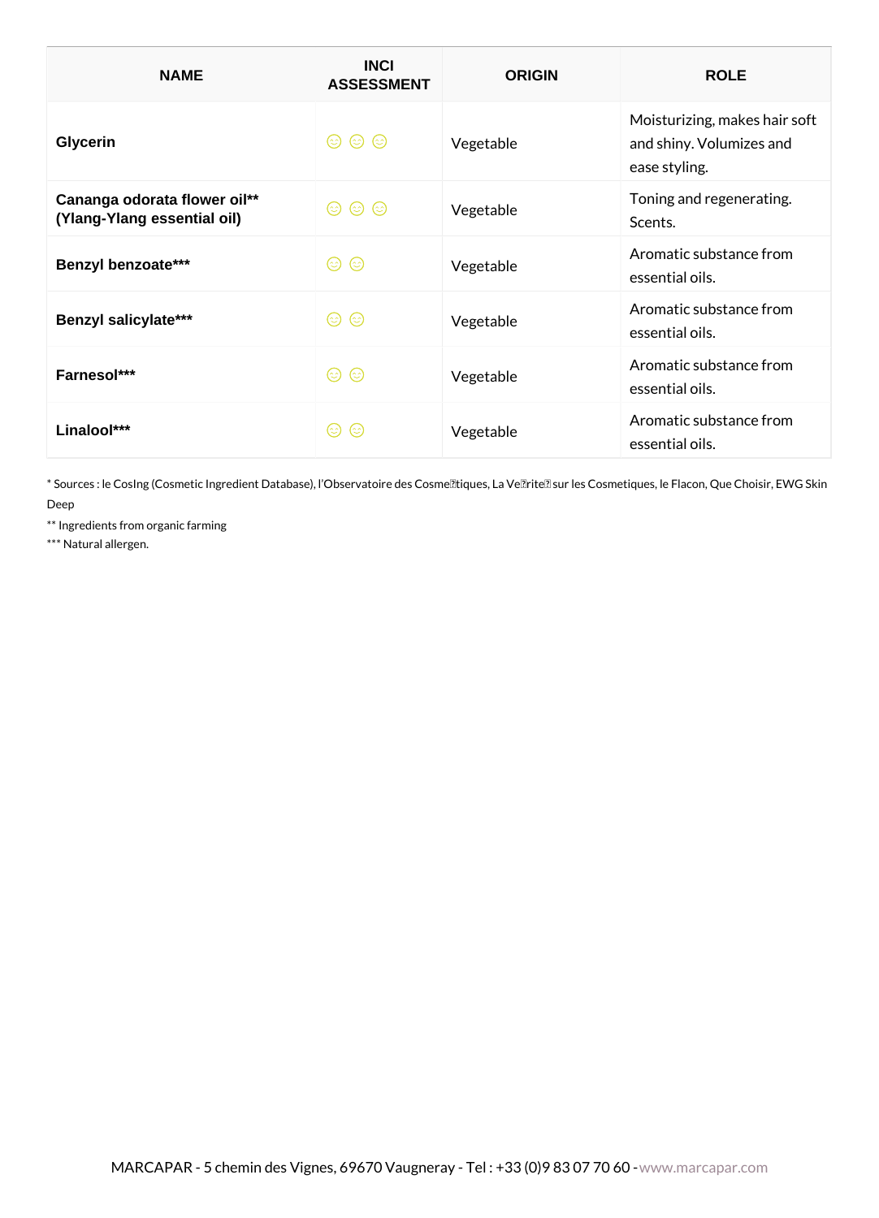| NAME | INCI ASSESSMENT | ORIGIN | ROLE |
|---|---|---|---|
| **Glycerin** | 😊 😊 😊 | Vegetable | Moisturizing, makes hair soft and shiny. Volumizes and ease styling. |
| **Cananga odorata flower oil** (Ylang-Ylang essential oil)** | 😊 😊 😊 | Vegetable | Toning and regenerating. Scents. |
| **Benzyl benzoate*** ** | 😊 😊 | Vegetable | Aromatic substance from essential oils. |
| **Benzyl salicylate*** ** | 😊 😊 | Vegetable | Aromatic substance from essential oils. |
| **Farnesol*** ** | 😊 😊 | Vegetable | Aromatic substance from essential oils. |
| **Linalool*** ** | 😊 😊 | Vegetable | Aromatic substance from essential oils. |

* Sources : le CosIng (Cosmetic Ingredient Database), l'Observatoire des Cosme?tiques, La Ve?rite? sur les Cosmetiques, le Flacon, Que Choisir, EWG Skin Deep

** Ingredients from organic farming

*** Natural allergen.